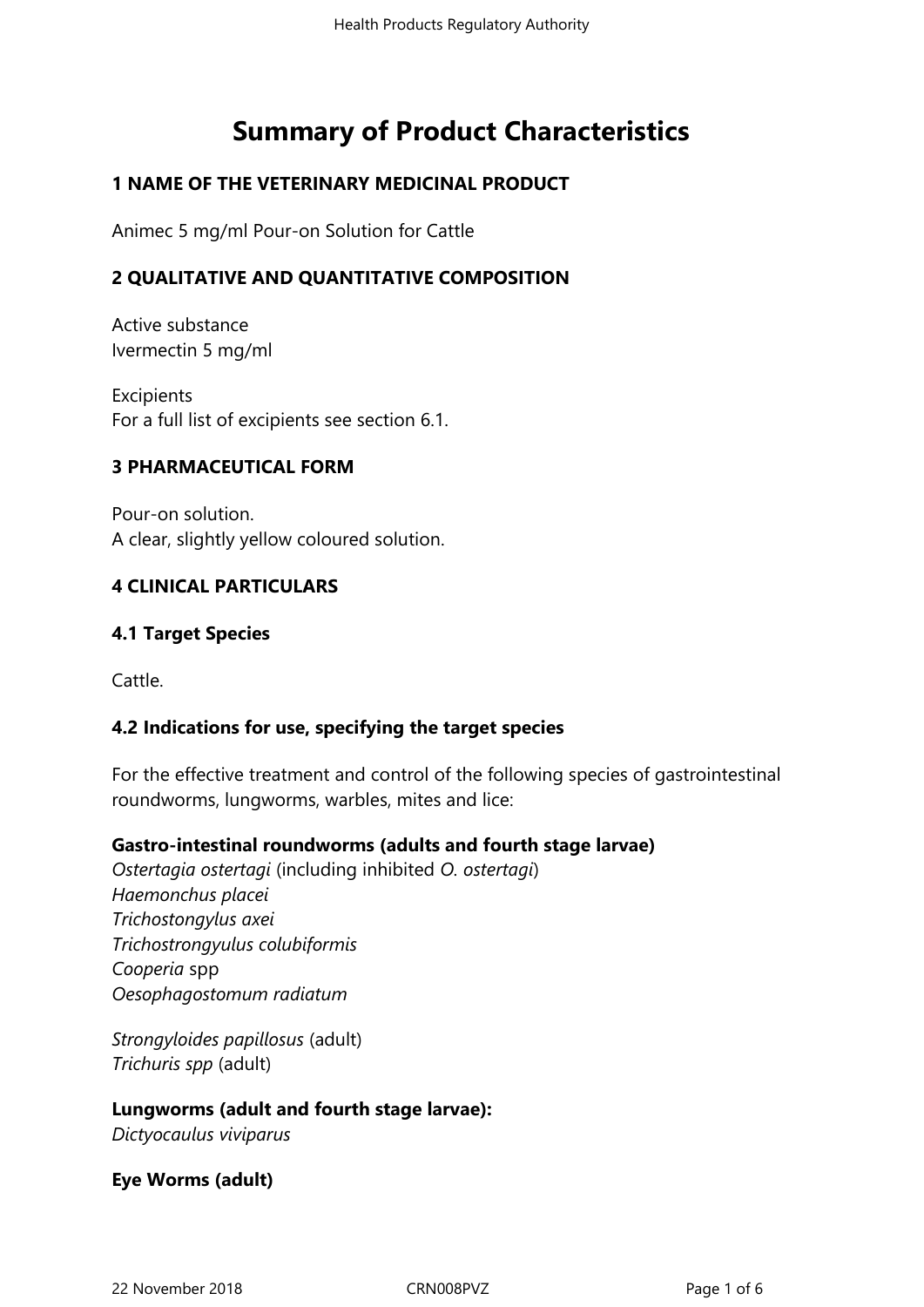# Summary of Product Characteristics

## 1 NAME OF THE VETERINARY MEDICINAL PRODUCT

Animec 5 mg/ml Pour-on Solution for Cattle

## 2 QUALITATIVE AND QUANTITATIVE COMPOSITION

Active substance
Ivermectin 5 mg/ml

Excipients
For a full list of excipients see section 6.1.

## 3 PHARMACEUTICAL FORM

Pour-on solution.
A clear, slightly yellow coloured solution.

## 4 CLINICAL PARTICULARS

### 4.1 Target Species

Cattle.

### 4.2 Indications for use, specifying the target species

For the effective treatment and control of the following species of gastrointestinal roundworms, lungworms, warbles, mites and lice:

**Gastro-intestinal roundworms (adults and fourth stage larvae)**
*Ostertagia ostertagi* (including inhibited *O. ostertagi*)
*Haemonchus placei*
*Trichostongylus axei*
*Trichostrongyulus colubiformis*
*Cooperia* spp
*Oesophagostomum radiatum*

*Strongyloides papillosus* (adult)
*Trichuris spp* (adult)

**Lungworms (adult and fourth stage larvae):**
*Dictyocaulus viviparus*

**Eye Worms (adult)**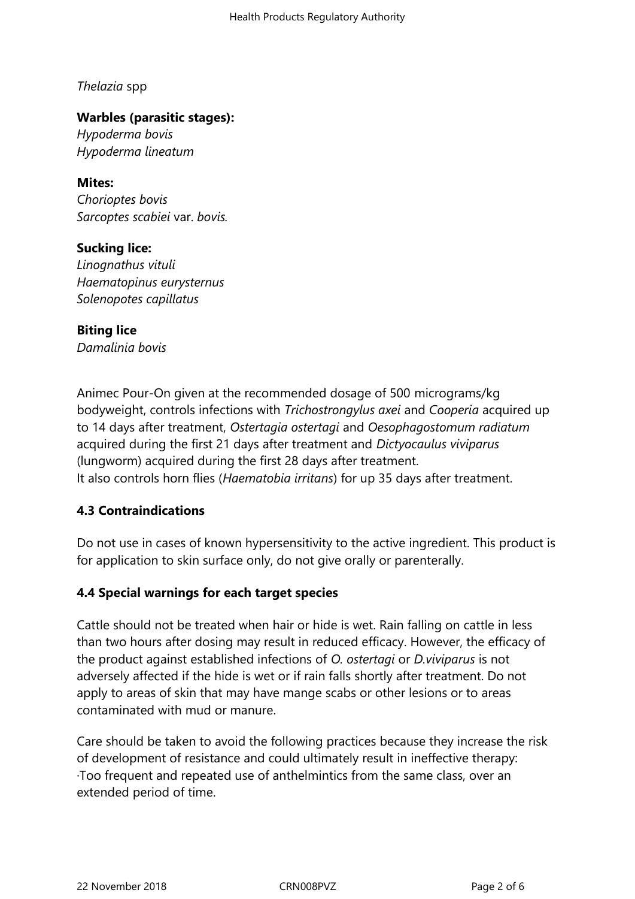*Thelazia* spp

**Warbles (parasitic stages):**
*Hypoderma bovis*
*Hypoderma lineatum*

**Mites:**
*Chorioptes bovis*
*Sarcoptes scabiei* var. *bovis.*

**Sucking lice:**
*Linognathus vituli*
*Haematopinus eurysternus*
*Solenopotes capillatus*

**Biting lice**
*Damalinia bovis*

Animec Pour-On given at the recommended dosage of 500 micrograms/kg bodyweight, controls infections with *Trichostrongylus axei* and *Cooperia* acquired up to 14 days after treatment, *Ostertagia ostertagi* and *Oesophagostomum radiatum* acquired during the first 21 days after treatment and *Dictyocaulus viviparus* (lungworm) acquired during the first 28 days after treatment.
It also controls horn flies (*Haematobia irritans*) for up 35 days after treatment.

### 4.3 Contraindications

Do not use in cases of known hypersensitivity to the active ingredient. This product is for application to skin surface only, do not give orally or parenterally.

### 4.4 Special warnings for each target species

Cattle should not be treated when hair or hide is wet. Rain falling on cattle in less than two hours after dosing may result in reduced efficacy. However, the efficacy of the product against established infections of *O. ostertagi* or *D.viviparus* is not adversely affected if the hide is wet or if rain falls shortly after treatment. Do not apply to areas of skin that may have mange scabs or other lesions or to areas contaminated with mud or manure.

Care should be taken to avoid the following practices because they increase the risk of development of resistance and could ultimately result in ineffective therapy:
·Too frequent and repeated use of anthelmintics from the same class, over an extended period of time.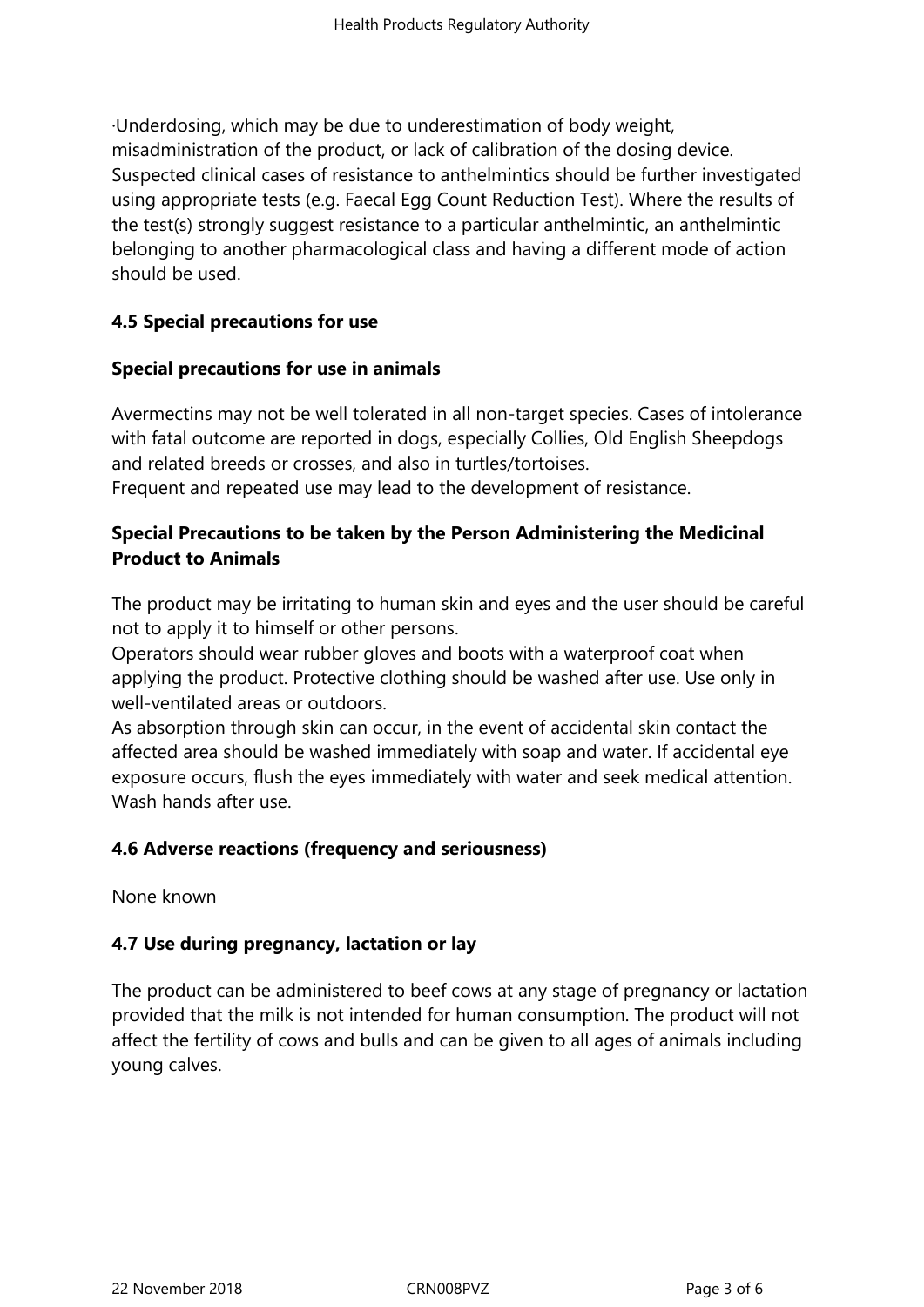·Underdosing, which may be due to underestimation of body weight, misadministration of the product, or lack of calibration of the dosing device.
Suspected clinical cases of resistance to anthelmintics should be further investigated using appropriate tests (e.g. Faecal Egg Count Reduction Test). Where the results of the test(s) strongly suggest resistance to a particular anthelmintic, an anthelmintic belonging to another pharmacological class and having a different mode of action should be used.

## 4.5 Special precautions for use

### Special precautions for use in animals

Avermectins may not be well tolerated in all non-target species. Cases of intolerance with fatal outcome are reported in dogs, especially Collies, Old English Sheepdogs and related breeds or crosses, and also in turtles/tortoises.
Frequent and repeated use may lead to the development of resistance.

### Special Precautions to be taken by the Person Administering the Medicinal Product to Animals

The product may be irritating to human skin and eyes and the user should be careful not to apply it to himself or other persons.
Operators should wear rubber gloves and boots with a waterproof coat when applying the product. Protective clothing should be washed after use. Use only in well-ventilated areas or outdoors.
As absorption through skin can occur, in the event of accidental skin contact the affected area should be washed immediately with soap and water. If accidental eye exposure occurs, flush the eyes immediately with water and seek medical attention.
Wash hands after use.

## 4.6 Adverse reactions (frequency and seriousness)

None known

## 4.7 Use during pregnancy, lactation or lay

The product can be administered to beef cows at any stage of pregnancy or lactation provided that the milk is not intended for human consumption. The product will not affect the fertility of cows and bulls and can be given to all ages of animals including young calves.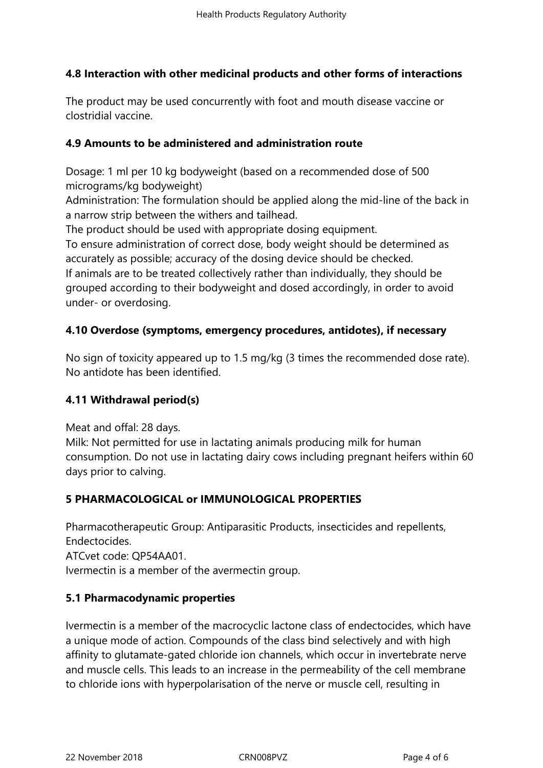## 4.8 Interaction with other medicinal products and other forms of interactions

The product may be used concurrently with foot and mouth disease vaccine or clostridial vaccine.

## 4.9 Amounts to be administered and administration route

Dosage: 1 ml per 10 kg bodyweight (based on a recommended dose of 500 micrograms/kg bodyweight)
Administration: The formulation should be applied along the mid-line of the back in a narrow strip between the withers and tailhead.
The product should be used with appropriate dosing equipment.
To ensure administration of correct dose, body weight should be determined as accurately as possible; accuracy of the dosing device should be checked.
If animals are to be treated collectively rather than individually, they should be grouped according to their bodyweight and dosed accordingly, in order to avoid under- or overdosing.

## 4.10 Overdose (symptoms, emergency procedures, antidotes), if necessary

No sign of toxicity appeared up to 1.5 mg/kg (3 times the recommended dose rate).
No antidote has been identified.

## 4.11 Withdrawal period(s)

Meat and offal: 28 days.
Milk: Not permitted for use in lactating animals producing milk for human consumption. Do not use in lactating dairy cows including pregnant heifers within 60 days prior to calving.

# 5 PHARMACOLOGICAL or IMMUNOLOGICAL PROPERTIES

Pharmacotherapeutic Group: Antiparasitic Products, insecticides and repellents, Endectocides.
ATCvet code: QP54AA01.
Ivermectin is a member of the avermectin group.

## 5.1 Pharmacodynamic properties

Ivermectin is a member of the macrocyclic lactone class of endectocides, which have a unique mode of action. Compounds of the class bind selectively and with high affinity to glutamate-gated chloride ion channels, which occur in invertebrate nerve and muscle cells. This leads to an increase in the permeability of the cell membrane to chloride ions with hyperpolarisation of the nerve or muscle cell, resulting in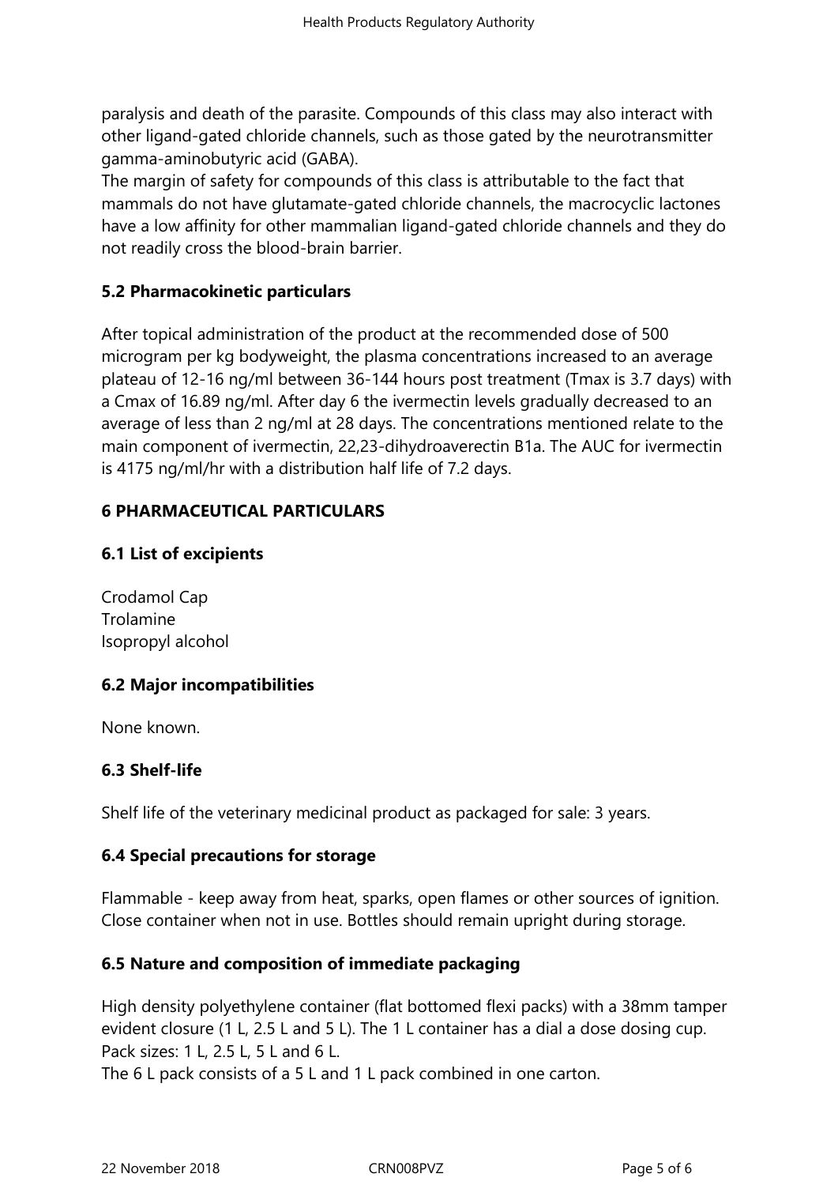paralysis and death of the parasite. Compounds of this class may also interact with other ligand-gated chloride channels, such as those gated by the neurotransmitter gamma-aminobutyric acid (GABA).
The margin of safety for compounds of this class is attributable to the fact that mammals do not have glutamate-gated chloride channels, the macrocyclic lactones have a low affinity for other mammalian ligand-gated chloride channels and they do not readily cross the blood-brain barrier.

## 5.2 Pharmacokinetic particulars

After topical administration of the product at the recommended dose of 500 microgram per kg bodyweight, the plasma concentrations increased to an average plateau of 12-16 ng/ml between 36-144 hours post treatment (Tmax is 3.7 days) with a Cmax of 16.89 ng/ml. After day 6 the ivermectin levels gradually decreased to an average of less than 2 ng/ml at 28 days. The concentrations mentioned relate to the main component of ivermectin, 22,23-dihydroaverectin B1a. The AUC for ivermectin is 4175 ng/ml/hr with a distribution half life of 7.2 days.

# 6 PHARMACEUTICAL PARTICULARS

## 6.1 List of excipients

Crodamol Cap
Trolamine
Isopropyl alcohol

## 6.2 Major incompatibilities

None known.

## 6.3 Shelf-life

Shelf life of the veterinary medicinal product as packaged for sale: 3 years.

## 6.4 Special precautions for storage

Flammable - keep away from heat, sparks, open flames or other sources of ignition. Close container when not in use. Bottles should remain upright during storage.

## 6.5 Nature and composition of immediate packaging

High density polyethylene container (flat bottomed flexi packs) with a 38mm tamper evident closure (1 L, 2.5 L and 5 L). The 1 L container has a dial a dose dosing cup.
Pack sizes: 1 L, 2.5 L, 5 L and 6 L.
The 6 L pack consists of a 5 L and 1 L pack combined in one carton.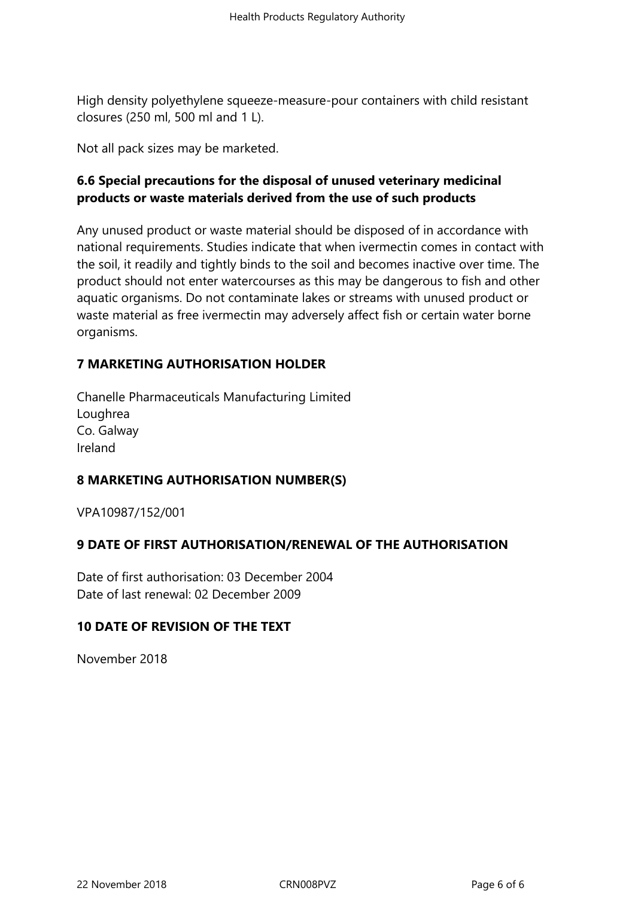High density polyethylene squeeze-measure-pour containers with child resistant closures (250 ml, 500 ml and 1 L).

Not all pack sizes may be marketed.

## 6.6 Special precautions for the disposal of unused veterinary medicinal products or waste materials derived from the use of such products

Any unused product or waste material should be disposed of in accordance with national requirements. Studies indicate that when ivermectin comes in contact with the soil, it readily and tightly binds to the soil and becomes inactive over time. The product should not enter watercourses as this may be dangerous to fish and other aquatic organisms. Do not contaminate lakes or streams with unused product or waste material as free ivermectin may adversely affect fish or certain water borne organisms.

## 7 MARKETING AUTHORISATION HOLDER

Chanelle Pharmaceuticals Manufacturing Limited
Loughrea
Co. Galway
Ireland

## 8 MARKETING AUTHORISATION NUMBER(S)

VPA10987/152/001

## 9 DATE OF FIRST AUTHORISATION/RENEWAL OF THE AUTHORISATION

Date of first authorisation: 03 December 2004
Date of last renewal: 02 December 2009

## 10 DATE OF REVISION OF THE TEXT

November 2018